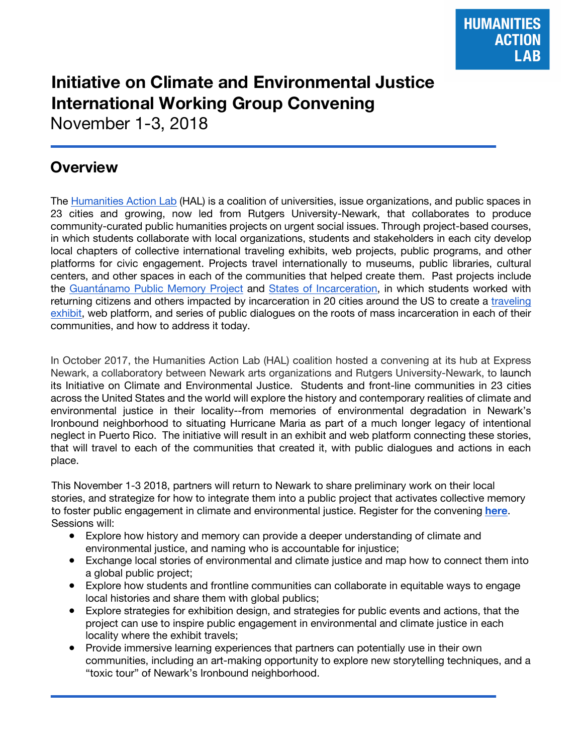HUMANITIES ACTION LAB

# Initiative on Climate and Environmental Justice International Working Group Convening

November 1-3, 2018

## Overview

The Humanities Action Lab (HAL) is a coalition of universities, issue organizations, and public spaces in 23 cities and growing, now led from Rutgers University-Newark, that collaborates to produce community-curated public humanities projects on urgent social issues. Through project-based courses, in which students collaborate with local organizations, students and stakeholders in each city develop local chapters of collective international traveling exhibits, web projects, public programs, and other platforms for civic engagement. Projects travel internationally to museums, public libraries, cultural centers, and other spaces in each of the communities that helped create them. Past projects include the Guantánamo Public Memory Project and States of Incarceration, in which students worked with returning citizens and others impacted by incarceration in 20 cities around the US to create a traveling exhibit, web platform, and series of public dialogues on the roots of mass incarceration in each of their communities, and how to address it today.

In October 2017, the Humanities Action Lab (HAL) coalition hosted a convening at its hub at Express Newark, a collaboratory between Newark arts organizations and Rutgers University-Newark, to launch its Initiative on Climate and Environmental Justice. Students and front-line communities in 23 cities across the United States and the world will explore the history and contemporary realities of climate and environmental justice in their locality--from memories of environmental degradation in Newark's Ironbound neighborhood to situating Hurricane Maria as part of a much longer legacy of intentional neglect in Puerto Rico. The initiative will result in an exhibit and web platform connecting these stories, that will travel to each of the communities that created it, with public dialogues and actions in each place.

This November 1-3 2018, partners will return to Newark to share preliminary work on their local stories, and strategize for how to integrate them into a public project that activates collective memory to foster public engagement in climate and environmental justice. Register for the convening **here**. Sessions will:

- Explore how history and memory can provide a deeper understanding of climate and environmental justice, and naming who is accountable for injustice;
- Exchange local stories of environmental and climate justice and map how to connect them into a global public project;
- Explore how students and frontline communities can collaborate in equitable ways to engage local histories and share them with global publics;
- Explore strategies for exhibition design, and strategies for public events and actions, that the project can use to inspire public engagement in environmental and climate justice in each locality where the exhibit travels;
- Provide immersive learning experiences that partners can potentially use in their own communities, including an art-making opportunity to explore new storytelling techniques, and a "toxic tour" of Newark's Ironbound neighborhood.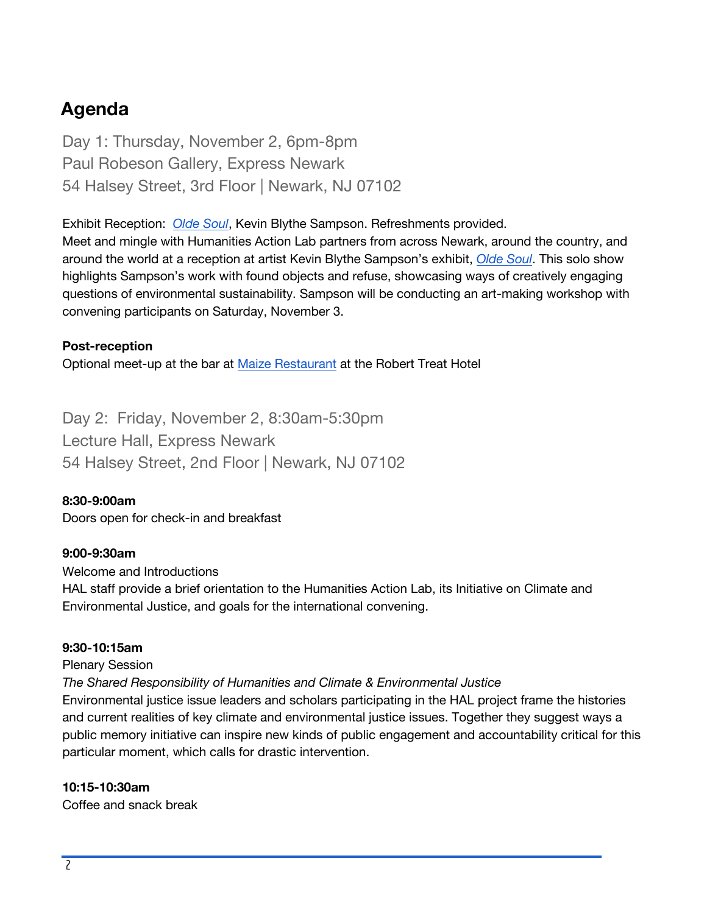## Agenda

Day 1: Thursday, November 2, 6pm-8pm
Paul Robeson Gallery, Express Newark
54 Halsey Street, 3rd Floor | Newark, NJ 07102

Exhibit Reception: *Olde Soul*, Kevin Blythe Sampson. Refreshments provided.
Meet and mingle with Humanities Action Lab partners from across Newark, around the country, and around the world at a reception at artist Kevin Blythe Sampson's exhibit, *Olde Soul*. This solo show highlights Sampson's work with found objects and refuse, showcasing ways of creatively engaging questions of environmental sustainability. Sampson will be conducting an art-making workshop with convening participants on Saturday, November 3.

**Post-reception**
Optional meet-up at the bar at Maize Restaurant at the Robert Treat Hotel

Day 2: Friday, November 2, 8:30am-5:30pm
Lecture Hall, Express Newark
54 Halsey Street, 2nd Floor | Newark, NJ 07102

**8:30-9:00am**
Doors open for check-in and breakfast

**9:00-9:30am**
Welcome and Introductions
HAL staff provide a brief orientation to the Humanities Action Lab, its Initiative on Climate and Environmental Justice, and goals for the international convening.

**9:30-10:15am**
Plenary Session
*The Shared Responsibility of Humanities and Climate & Environmental Justice*
Environmental justice issue leaders and scholars participating in the HAL project frame the histories and current realities of key climate and environmental justice issues. Together they suggest ways a public memory initiative can inspire new kinds of public engagement and accountability critical for this particular moment, which calls for drastic intervention.

**10:15-10:30am**
Coffee and snack break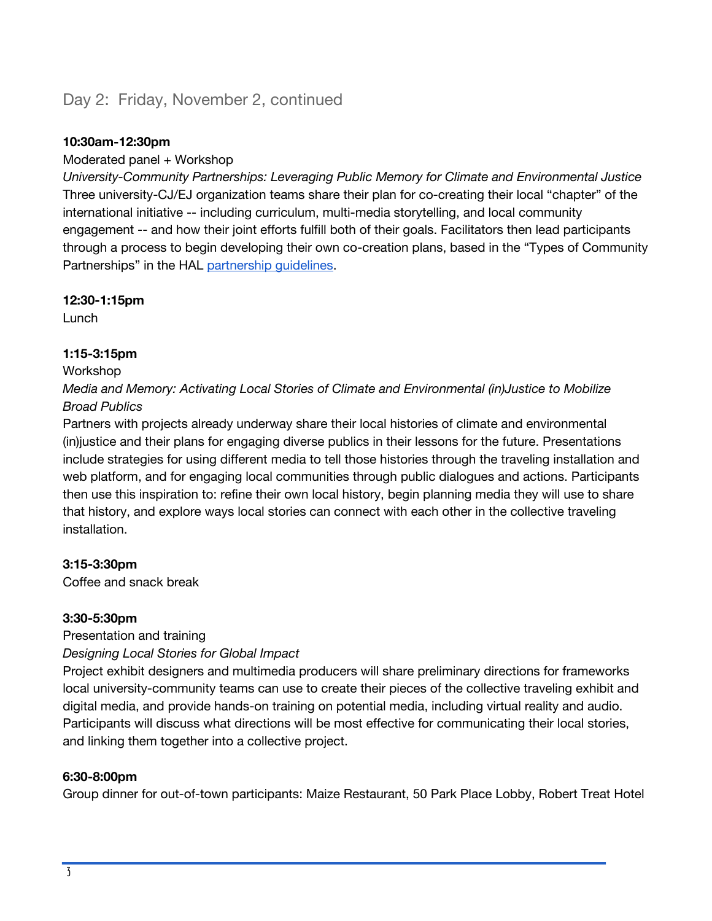## Day 2: Friday, November 2, continued

**10:30am-12:30pm**

Moderated panel + Workshop

*University-Community Partnerships: Leveraging Public Memory for Climate and Environmental Justice*

Three university-CJ/EJ organization teams share their plan for co-creating their local "chapter" of the international initiative -- including curriculum, multi-media storytelling, and local community engagement -- and how their joint efforts fulfill both of their goals. Facilitators then lead participants through a process to begin developing their own co-creation plans, based in the "Types of Community Partnerships" in the HAL partnership guidelines.

**12:30-1:15pm**

Lunch

**1:15-3:15pm**

Workshop

*Media and Memory: Activating Local Stories of Climate and Environmental (in)Justice to Mobilize Broad Publics*

Partners with projects already underway share their local histories of climate and environmental (in)justice and their plans for engaging diverse publics in their lessons for the future. Presentations include strategies for using different media to tell those histories through the traveling installation and web platform, and for engaging local communities through public dialogues and actions. Participants then use this inspiration to: refine their own local history, begin planning media they will use to share that history, and explore ways local stories can connect with each other in the collective traveling installation.

**3:15-3:30pm**

Coffee and snack break

**3:30-5:30pm**

Presentation and training

*Designing Local Stories for Global Impact*

Project exhibit designers and multimedia producers will share preliminary directions for frameworks local university-community teams can use to create their pieces of the collective traveling exhibit and digital media, and provide hands-on training on potential media, including virtual reality and audio. Participants will discuss what directions will be most effective for communicating their local stories, and linking them together into a collective project.

**6:30-8:00pm**

Group dinner for out-of-town participants: Maize Restaurant, 50 Park Place Lobby, Robert Treat Hotel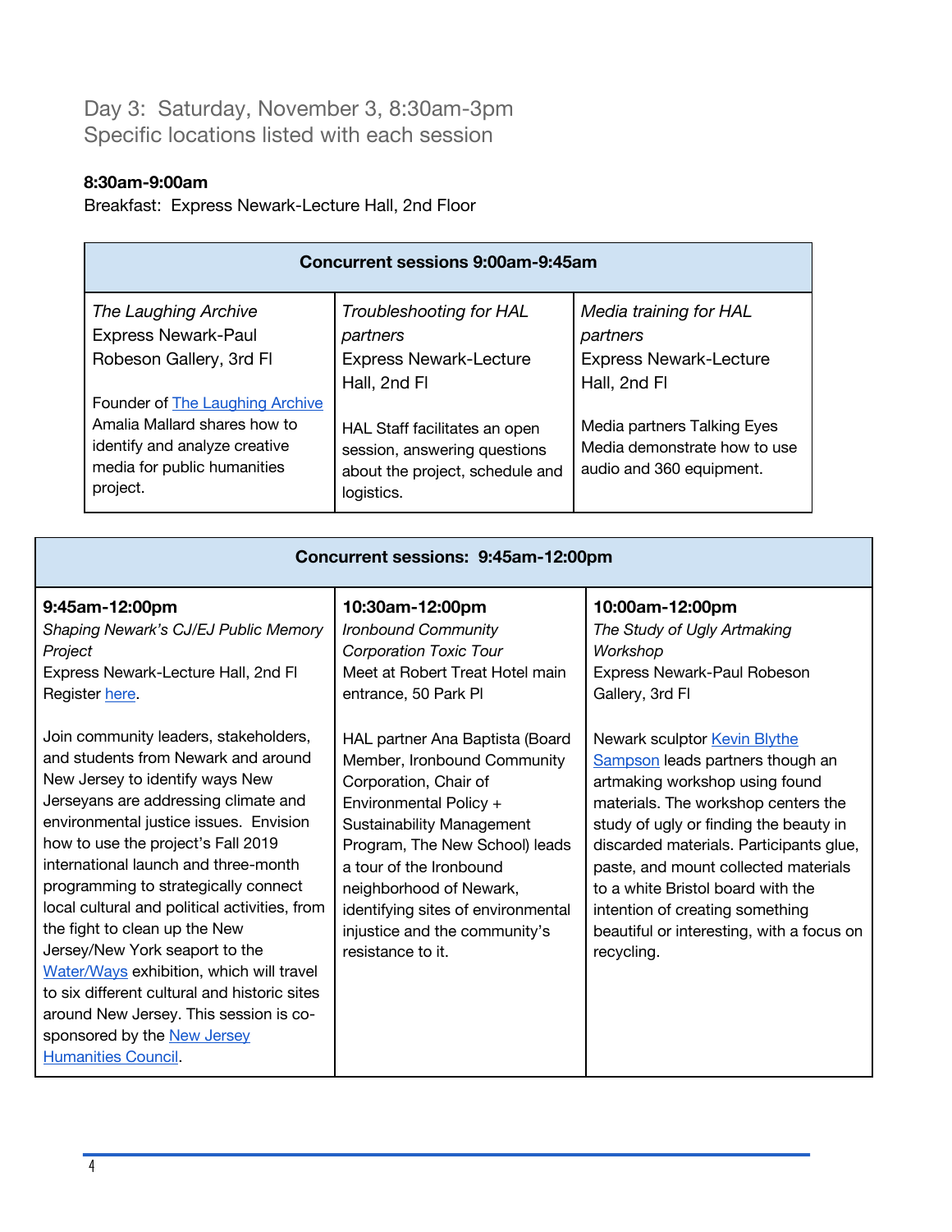Day 3: Saturday, November 3, 8:30am-3pm
Specific locations listed with each session

**8:30am-9:00am**
Breakfast: Express Newark-Lecture Hall, 2nd Floor

| Concurrent sessions 9:00am-9:45am | | |
|---|---|---|
| *The Laughing Archive*<br>Express Newark-Paul Robeson Gallery, 3rd Fl<br><br>Founder of The Laughing Archive Amalia Mallard shares how to identify and analyze creative media for public humanities project. | *Troubleshooting for HAL partners*<br>Express Newark-Lecture Hall, 2nd Fl<br><br>HAL Staff facilitates an open session, answering questions about the project, schedule and logistics. | *Media training for HAL partners*<br>Express Newark-Lecture Hall, 2nd Fl<br><br>Media partners Talking Eyes Media demonstrate how to use audio and 360 equipment. |

| Concurrent sessions: 9:45am-12:00pm | | |
|---|---|---|
| **9:45am-12:00pm**<br>*Shaping Newark's CJ/EJ Public Memory Project*<br>Express Newark-Lecture Hall, 2nd Fl<br>Register here.<br><br>Join community leaders, stakeholders, and students from Newark and around New Jersey to identify ways New Jerseyans are addressing climate and environmental justice issues. Envision how to use the project's Fall 2019 international launch and three-month programming to strategically connect local cultural and political activities, from the fight to clean up the New Jersey/New York seaport to the Water/Ways exhibition, which will travel to six different cultural and historic sites around New Jersey. This session is co-sponsored by the New Jersey Humanities Council. | **10:30am-12:00pm**<br>*Ironbound Community Corporation Toxic Tour*<br>Meet at Robert Treat Hotel main entrance, 50 Park Pl<br><br>HAL partner Ana Baptista (Board Member, Ironbound Community Corporation, Chair of Environmental Policy + Sustainability Management Program, The New School) leads a tour of the Ironbound neighborhood of Newark, identifying sites of environmental injustice and the community's resistance to it. | **10:00am-12:00pm**<br>*The Study of Ugly Artmaking Workshop*<br>Express Newark-Paul Robeson Gallery, 3rd Fl<br><br>Newark sculptor Kevin Blythe Sampson leads partners though an artmaking workshop using found materials. The workshop centers the study of ugly or finding the beauty in discarded materials. Participants glue, paste, and mount collected materials to a white Bristol board with the intention of creating something beautiful or interesting, with a focus on recycling. |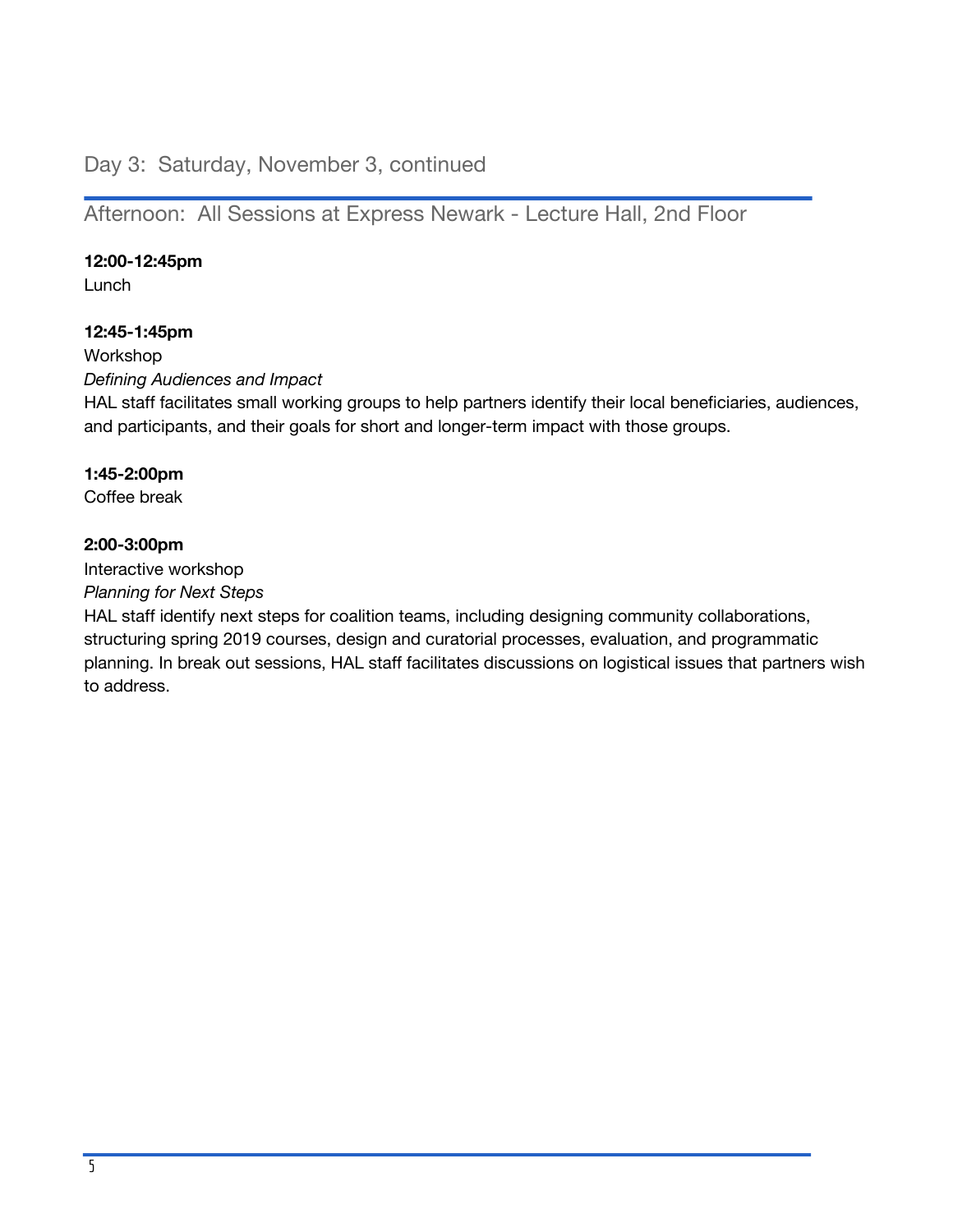## Day 3: Saturday, November 3, continued

## Afternoon: All Sessions at Express Newark - Lecture Hall, 2nd Floor

**12:00-12:45pm**
Lunch

**12:45-1:45pm**
Workshop
*Defining Audiences and Impact*
HAL staff facilitates small working groups to help partners identify their local beneficiaries, audiences, and participants, and their goals for short and longer-term impact with those groups.

**1:45-2:00pm**
Coffee break

**2:00-3:00pm**
Interactive workshop
*Planning for Next Steps*
HAL staff identify next steps for coalition teams, including designing community collaborations, structuring spring 2019 courses, design and curatorial processes, evaluation, and programmatic planning. In break out sessions, HAL staff facilitates discussions on logistical issues that partners wish to address.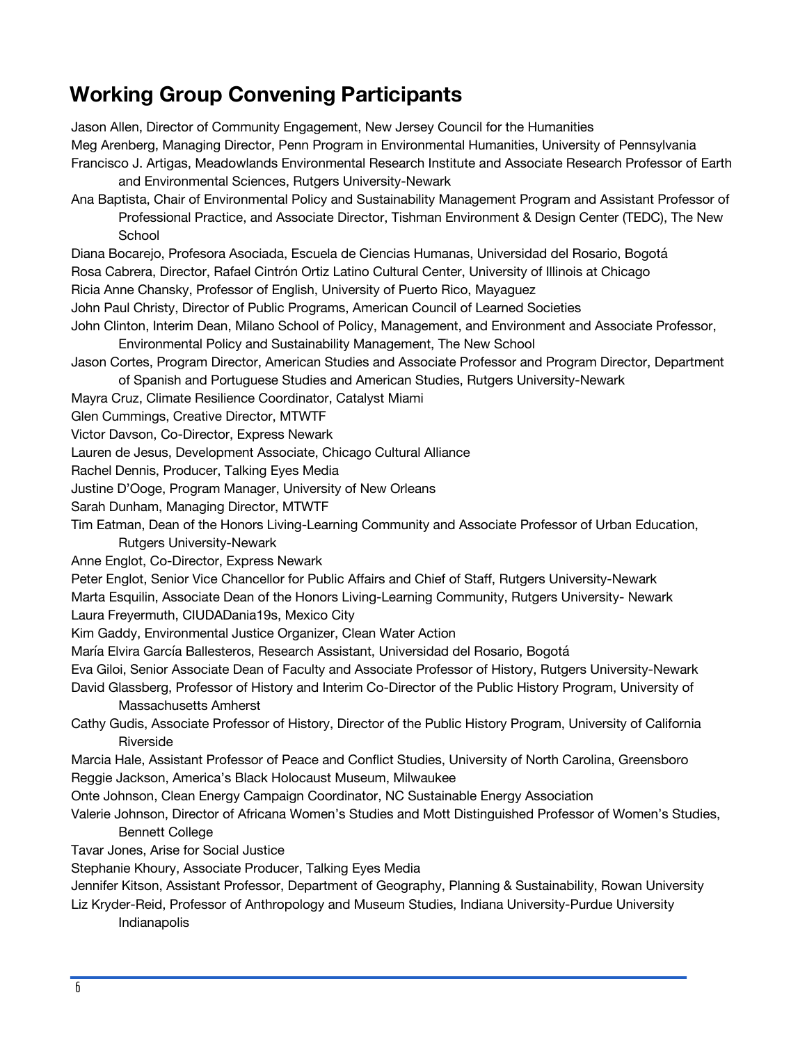## Working Group Convening Participants

Jason Allen, Director of Community Engagement, New Jersey Council for the Humanities

Meg Arenberg, Managing Director, Penn Program in Environmental Humanities, University of Pennsylvania

Francisco J. Artigas, Meadowlands Environmental Research Institute and Associate Research Professor of Earth and Environmental Sciences, Rutgers University-Newark

Ana Baptista, Chair of Environmental Policy and Sustainability Management Program and Assistant Professor of Professional Practice, and Associate Director, Tishman Environment & Design Center (TEDC), The New School

Diana Bocarejo, Profesora Asociada, Escuela de Ciencias Humanas, Universidad del Rosario, Bogotá

Rosa Cabrera, Director, Rafael Cintrón Ortiz Latino Cultural Center, University of Illinois at Chicago

Ricia Anne Chansky, Professor of English, University of Puerto Rico, Mayaguez

John Paul Christy, Director of Public Programs, American Council of Learned Societies

John Clinton, Interim Dean, Milano School of Policy, Management, and Environment and Associate Professor, Environmental Policy and Sustainability Management, The New School

Jason Cortes, Program Director, American Studies and Associate Professor and Program Director, Department of Spanish and Portuguese Studies and American Studies, Rutgers University-Newark

Mayra Cruz, Climate Resilience Coordinator, Catalyst Miami

Glen Cummings, Creative Director, MTWTF

Victor Davson, Co-Director, Express Newark

Lauren de Jesus, Development Associate, Chicago Cultural Alliance

Rachel Dennis, Producer, Talking Eyes Media

Justine D'Ooge, Program Manager, University of New Orleans

Sarah Dunham, Managing Director, MTWTF

Tim Eatman, Dean of the Honors Living-Learning Community and Associate Professor of Urban Education, Rutgers University-Newark

Anne Englot, Co-Director, Express Newark

Peter Englot, Senior Vice Chancellor for Public Affairs and Chief of Staff, Rutgers University-Newark

Marta Esquilin, Associate Dean of the Honors Living-Learning Community, Rutgers University- Newark

Laura Freyermuth, CIUDADania19s, Mexico City

Kim Gaddy, Environmental Justice Organizer, Clean Water Action

María Elvira García Ballesteros, Research Assistant, Universidad del Rosario, Bogotá

Eva Giloi, Senior Associate Dean of Faculty and Associate Professor of History, Rutgers University-Newark

David Glassberg, Professor of History and Interim Co-Director of the Public History Program, University of Massachusetts Amherst

Cathy Gudis, Associate Professor of History, Director of the Public History Program, University of California Riverside

Marcia Hale, Assistant Professor of Peace and Conflict Studies, University of North Carolina, Greensboro

Reggie Jackson, America's Black Holocaust Museum, Milwaukee

Onte Johnson, Clean Energy Campaign Coordinator, NC Sustainable Energy Association

Valerie Johnson, Director of Africana Women's Studies and Mott Distinguished Professor of Women's Studies, Bennett College

Tavar Jones, Arise for Social Justice

Stephanie Khoury, Associate Producer, Talking Eyes Media

Jennifer Kitson, Assistant Professor, Department of Geography, Planning & Sustainability, Rowan University

Liz Kryder-Reid, Professor of Anthropology and Museum Studies, Indiana University-Purdue University Indianapolis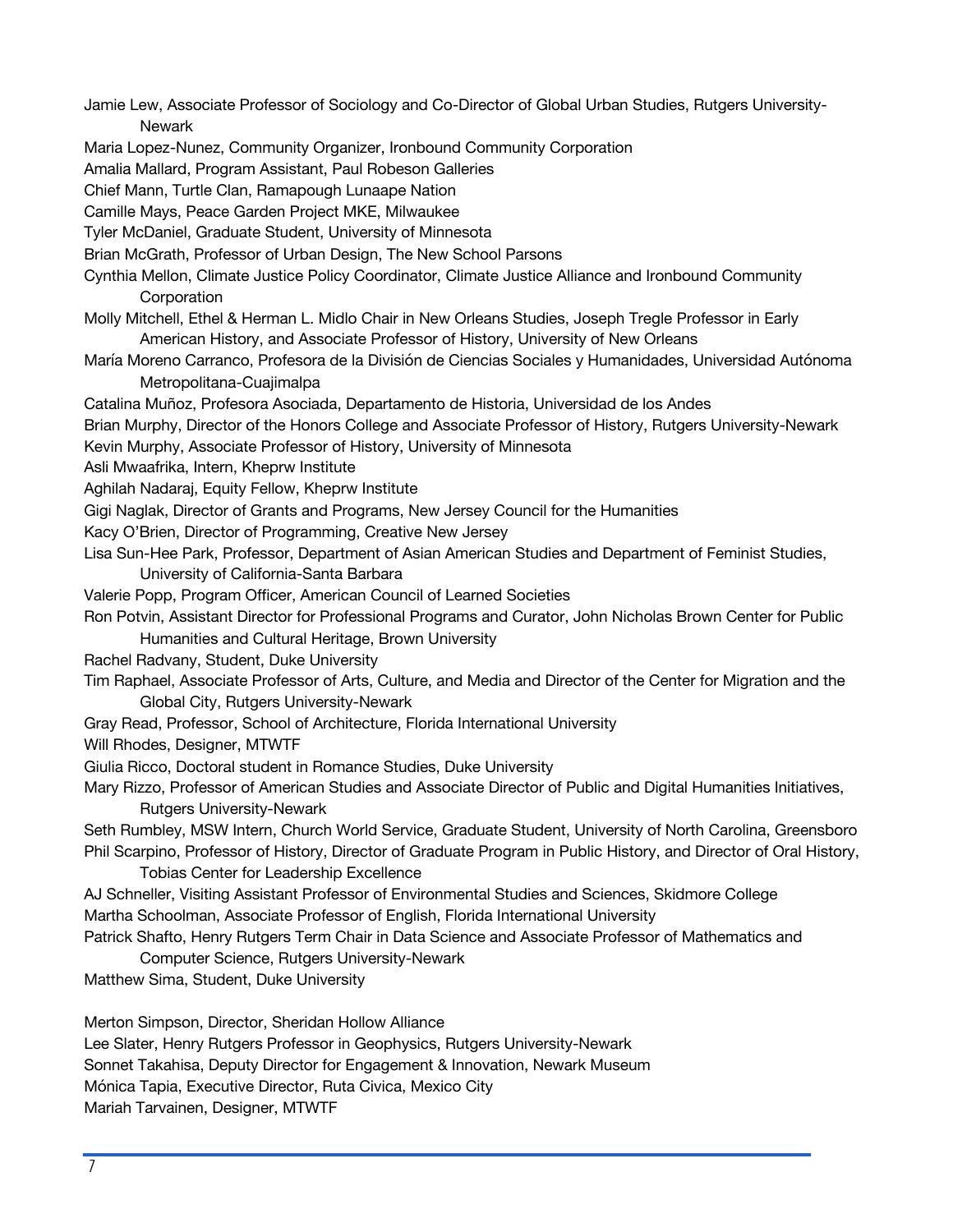Jamie Lew, Associate Professor of Sociology and Co-Director of Global Urban Studies, Rutgers University-Newark

Maria Lopez-Nunez, Community Organizer, Ironbound Community Corporation

Amalia Mallard, Program Assistant, Paul Robeson Galleries

Chief Mann, Turtle Clan, Ramapough Lunaape Nation

Camille Mays, Peace Garden Project MKE, Milwaukee

Tyler McDaniel, Graduate Student, University of Minnesota

Brian McGrath, Professor of Urban Design, The New School Parsons

Cynthia Mellon, Climate Justice Policy Coordinator, Climate Justice Alliance and Ironbound Community Corporation

Molly Mitchell, Ethel & Herman L. Midlo Chair in New Orleans Studies, Joseph Tregle Professor in Early American History, and Associate Professor of History, University of New Orleans

María Moreno Carranco, Profesora de la División de Ciencias Sociales y Humanidades, Universidad Autónoma Metropolitana-Cuajimalpa

Catalina Muñoz, Profesora Asociada, Departamento de Historia, Universidad de los Andes

Brian Murphy, Director of the Honors College and Associate Professor of History, Rutgers University-Newark

Kevin Murphy, Associate Professor of History, University of Minnesota

Asli Mwaafrika, Intern, Kheprw Institute

Aghilah Nadaraj, Equity Fellow, Kheprw Institute

Gigi Naglak, Director of Grants and Programs, New Jersey Council for the Humanities

Kacy O'Brien, Director of Programming, Creative New Jersey

Lisa Sun-Hee Park, Professor, Department of Asian American Studies and Department of Feminist Studies, University of California-Santa Barbara

Valerie Popp, Program Officer, American Council of Learned Societies

Ron Potvin, Assistant Director for Professional Programs and Curator, John Nicholas Brown Center for Public Humanities and Cultural Heritage, Brown University

Rachel Radvany, Student, Duke University

Tim Raphael, Associate Professor of Arts, Culture, and Media and Director of the Center for Migration and the Global City, Rutgers University-Newark

Gray Read, Professor, School of Architecture, Florida International University

Will Rhodes, Designer, MTWTF

Giulia Ricco, Doctoral student in Romance Studies, Duke University

Mary Rizzo, Professor of American Studies and Associate Director of Public and Digital Humanities Initiatives, Rutgers University-Newark

Seth Rumbley, MSW Intern, Church World Service, Graduate Student, University of North Carolina, Greensboro

Phil Scarpino, Professor of History, Director of Graduate Program in Public History, and Director of Oral History, Tobias Center for Leadership Excellence

AJ Schneller, Visiting Assistant Professor of Environmental Studies and Sciences, Skidmore College

Martha Schoolman, Associate Professor of English, Florida International University

Patrick Shafto, Henry Rutgers Term Chair in Data Science and Associate Professor of Mathematics and Computer Science, Rutgers University-Newark

Matthew Sima, Student, Duke University

Merton Simpson, Director, Sheridan Hollow Alliance

Lee Slater, Henry Rutgers Professor in Geophysics, Rutgers University-Newark

Sonnet Takahisa, Deputy Director for Engagement & Innovation, Newark Museum

Mónica Tapia, Executive Director, Ruta Civica, Mexico City

Mariah Tarvainen, Designer, MTWTF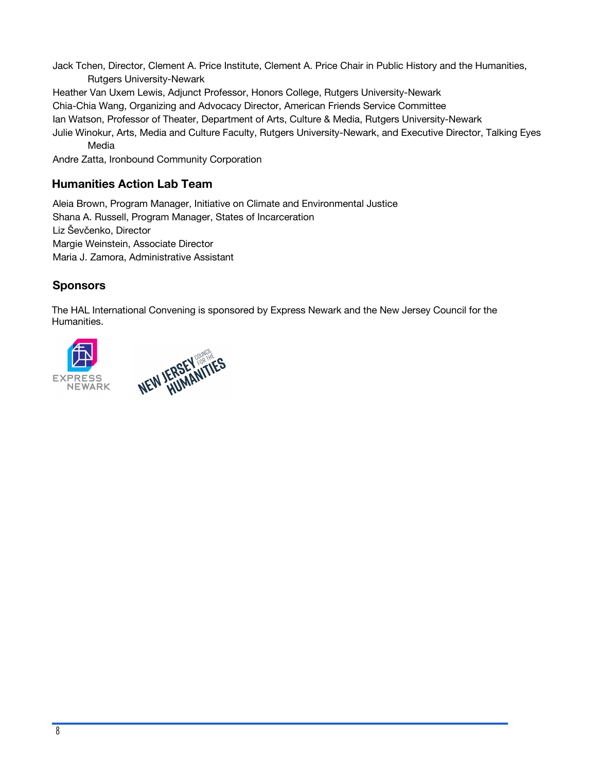Jack Tchen, Director, Clement A. Price Institute, Clement A. Price Chair in Public History and the Humanities, Rutgers University-Newark
Heather Van Uxem Lewis, Adjunct Professor, Honors College, Rutgers University-Newark
Chia-Chia Wang, Organizing and Advocacy Director, American Friends Service Committee
Ian Watson, Professor of Theater, Department of Arts, Culture & Media, Rutgers University-Newark
Julie Winokur, Arts, Media and Culture Faculty, Rutgers University-Newark, and Executive Director, Talking Eyes Media
Andre Zatta, Ironbound Community Corporation

## Humanities Action Lab Team

Aleia Brown, Program Manager, Initiative on Climate and Environmental Justice
Shana A. Russell, Program Manager, States of Incarceration
Liz Ševčenko, Director
Margie Weinstein, Associate Director
Maria J. Zamora, Administrative Assistant

## Sponsors

The HAL International Convening is sponsored by Express Newark and the New Jersey Council for the Humanities.

EXPRESS NEWARK

NEW JERSEY COUNCIL FOR THE HUMANITIES